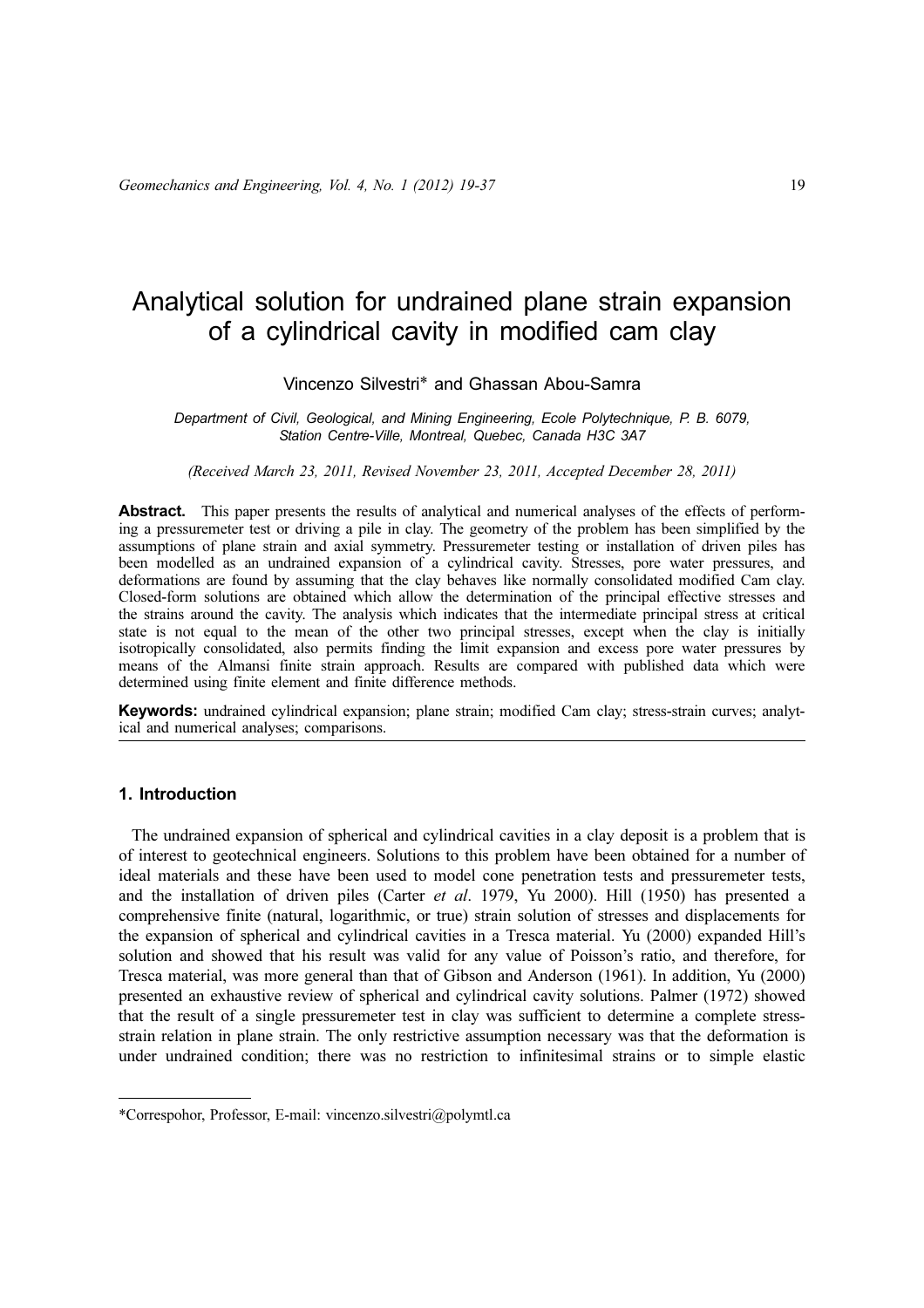# Analytical solution for undrained plane strain expansion of a cylindrical cavity in modified cam clay

Vincenzo Silvestri* and Ghassan Abou-Samra

*Department of Civil, Geological, and Mining Engineering, Ecole Polytechnique, P. B. 6079, Station Centre-Ville, Montreal, Quebec, Canada H3C 3A7*

*(Received March 23, 2011, Revised November 23, 2011, Accepted December 28, 2011)*

**Abstract.** This paper presents the results of analytical and numerical analyses of the effects of performing a pressuremeter test or driving a pile in clay. The geometry of the problem has been simplified by the assumptions of plane strain and axial symmetry. Pressuremeter testing or installation of driven piles has been modelled as an undrained expansion of a cylindrical cavity. Stresses, pore water pressures, and deformations are found by assuming that the clay behaves like normally consolidated modified Cam clay. Closed-form solutions are obtained which allow the determination of the principal effective stresses and the strains around the cavity. The analysis which indicates that the intermediate principal stress at critical state is not equal to the mean of the other two principal stresses, except when the clay is initially isotropically consolidated, also permits finding the limit expansion and excess pore water pressures by means of the Almansi finite strain approach. Results are compared with published data which were determined using finite element and finite difference methods.

**Keywords:** undrained cylindrical expansion; plane strain; modified Cam clay; stress-strain curves; analytical and numerical analyses; comparisons.

## 1. Introduction

The undrained expansion of spherical and cylindrical cavities in a clay deposit is a problem that is of interest to geotechnical engineers. Solutions to this problem have been obtained for a number of ideal materials and these have been used to model cone penetration tests and pressuremeter tests, and the installation of driven piles (Carter *et al*. 1979, Yu 2000). Hill (1950) has presented a comprehensive finite (natural, logarithmic, or true) strain solution of stresses and displacements for the expansion of spherical and cylindrical cavities in a Tresca material. Yu (2000) expanded Hill's solution and showed that his result was valid for any value of Poisson's ratio, and therefore, for Tresca material, was more general than that of Gibson and Anderson (1961). In addition, Yu (2000) presented an exhaustive review of spherical and cylindrical cavity solutions. Palmer (1972) showed that the result of a single pressuremeter test in clay was sufficient to determine a complete stress-strain relation in plane strain. The only restrictive assumption necessary was that the deformation is under undrained condition; there was no restriction to infinitesimal strains or to simple elastic

---

*Correspohor, Professor, E-mail: vincenzo.silvestri@polymtl.ca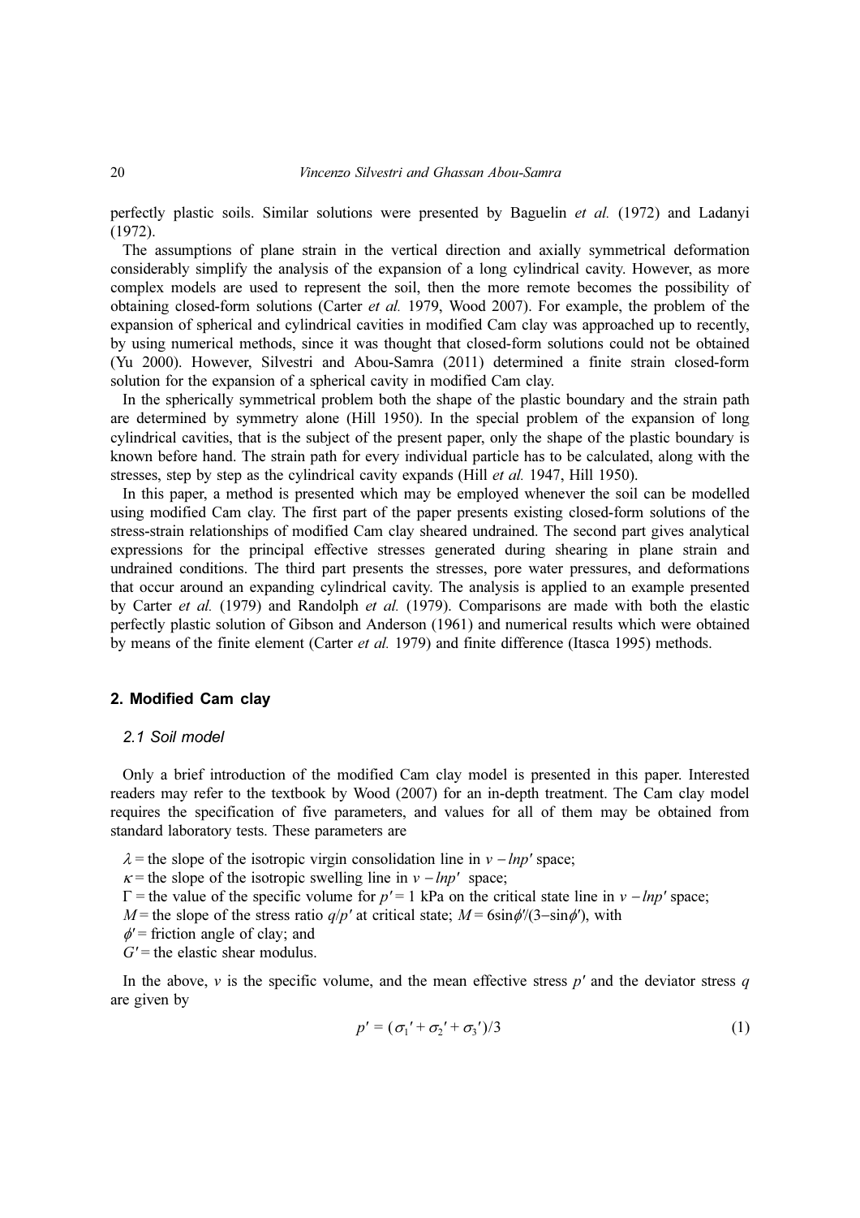perfectly plastic soils. Similar solutions were presented by Baguelin *et al.* (1972) and Ladanyi (1972).

The assumptions of plane strain in the vertical direction and axially symmetrical deformation considerably simplify the analysis of the expansion of a long cylindrical cavity. However, as more complex models are used to represent the soil, then the more remote becomes the possibility of obtaining closed-form solutions (Carter *et al.* 1979, Wood 2007). For example, the problem of the expansion of spherical and cylindrical cavities in modified Cam clay was approached up to recently, by using numerical methods, since it was thought that closed-form solutions could not be obtained (Yu 2000). However, Silvestri and Abou-Samra (2011) determined a finite strain closed-form solution for the expansion of a spherical cavity in modified Cam clay.

In the spherically symmetrical problem both the shape of the plastic boundary and the strain path are determined by symmetry alone (Hill 1950). In the special problem of the expansion of long cylindrical cavities, that is the subject of the present paper, only the shape of the plastic boundary is known before hand. The strain path for every individual particle has to be calculated, along with the stresses, step by step as the cylindrical cavity expands (Hill *et al.* 1947, Hill 1950).

In this paper, a method is presented which may be employed whenever the soil can be modelled using modified Cam clay. The first part of the paper presents existing closed-form solutions of the stress-strain relationships of modified Cam clay sheared undrained. The second part gives analytical expressions for the principal effective stresses generated during shearing in plane strain and undrained conditions. The third part presents the stresses, pore water pressures, and deformations that occur around an expanding cylindrical cavity. The analysis is applied to an example presented by Carter *et al.* (1979) and Randolph *et al.* (1979). Comparisons are made with both the elastic perfectly plastic solution of Gibson and Anderson (1961) and numerical results which were obtained by means of the finite element (Carter *et al.* 1979) and finite difference (Itasca 1995) methods.

## 2. Modified Cam clay

### 2.1 Soil model

Only a brief introduction of the modified Cam clay model is presented in this paper. Interested readers may refer to the textbook by Wood (2007) for an in-depth treatment. The Cam clay model requires the specification of five parameters, and values for all of them may be obtained from standard laboratory tests. These parameters are

$\lambda$ = the slope of the isotropic virgin consolidation line in $v - lnp'$ space;
$\kappa$ = the slope of the isotropic swelling line in $v - lnp'$ space;
$\Gamma$ = the value of the specific volume for $p'$ = 1 kPa on the critical state line in $v - lnp'$ space;
$M$ = the slope of the stress ratio $q/p'$ at critical state; $M = 6\sin\phi'/(3-\sin\phi')$, with
$\phi'$ = friction angle of clay; and
$G'$ = the elastic shear modulus.

In the above, $v$ is the specific volume, and the mean effective stress $p'$ and the deviator stress $q$ are given by

$$p' = (\sigma_1' + \sigma_2' + \sigma_3')/3 \tag{1}$$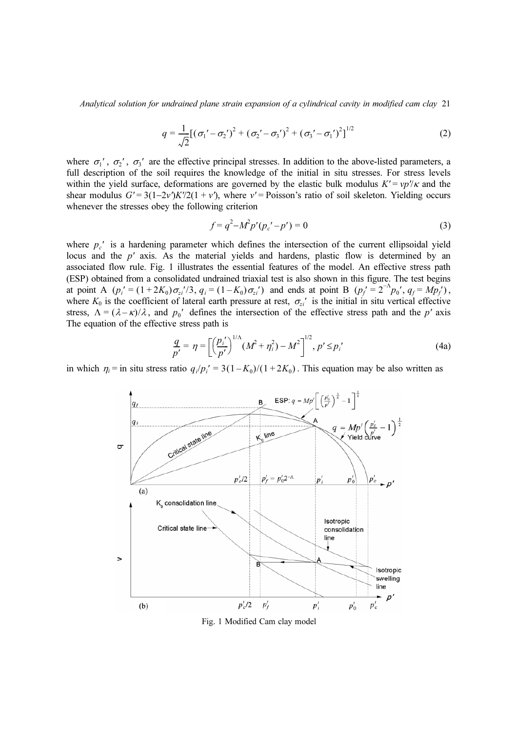$$q = \frac{1}{\sqrt{2}}[(\sigma_1' - \sigma_2')^2 + (\sigma_2' - \sigma_3')^2 + (\sigma_3' - \sigma_1')^2]^{1/2} \tag{2}$$

where $\sigma_1'$, $\sigma_2'$, $\sigma_3'$ are the effective principal stresses. In addition to the above-listed parameters, a full description of the soil requires the knowledge of the initial in situ stresses. For stress levels within the yield surface, deformations are governed by the elastic bulk modulus $K' = vp'/\kappa$ and the shear modulus $G' = 3(1-2v')K'/2(1+v')$, where $v'$ = Poisson's ratio of soil skeleton. Yielding occurs whenever the stresses obey the following criterion

$$f = q^2 - M^2 p'(p_c' - p') = 0 \tag{3}$$

where $p_c'$ is a hardening parameter which defines the intersection of the current ellipsoidal yield locus and the $p'$ axis. As the material yields and hardens, plastic flow is determined by an associated flow rule. Fig. 1 illustrates the essential features of the model. An effective stress path (ESP) obtained from a consolidated undrained triaxial test is also shown in this figure. The test begins at point A ($p_i' = (1+2K_0)\sigma_{zi}'/3$, $q_i = (1-K_0)\sigma_{zi}'$) and ends at point B ($p_f' = 2^{-\Lambda}p_0'$, $q_f = Mp_f'$), where $K_0$ is the coefficient of lateral earth pressure at rest, $\sigma_{zi}'$ is the initial in situ vertical effective stress, $\Lambda = (\lambda - \kappa)/\lambda$, and $p_0'$ defines the intersection of the effective stress path and the $p'$ axis The equation of the effective stress path is

$$\frac{q}{p'} = \eta = \left[\left(\frac{p_i'}{p'}\right)^{1/\Lambda}(M^2 + \eta_i^2) - M^2\right]^{1/2}, \; p' \le p_i' \tag{4a}$$

in which $\eta_i$ = in situ stress ratio $q_i/p_i' = 3(1-K_0)/(1+2K_0)$. This equation may be also written as

q
$q_f$
$q_i$
B
ESP: $q = Mp'\left[\left(\frac{p_0'}{p'}\right)^{\frac{1}{\Lambda}} - 1\right]^{\frac{1}{2}}$
A
$q = Mp'\left(\frac{p_c'}{p'} - 1\right)^{\frac{1}{2}}$
Yield curve
Critical state line
$K_0$ line
$p_c'/2$
$p_f' = p_0'2^{-\Lambda}$
$p_i'$
$p_0'$
$p_c'$
$p'$
(a)

v
$K_0$ consolidation line
Critical state line
Isotropic consolidation line
Isotropic swelling line
B
A
$p'$
$p_c'/2$
$p_f'$
$p_i'$
$p_0'$
$p_c'$
(b)

Fig. 1 Modified Cam clay model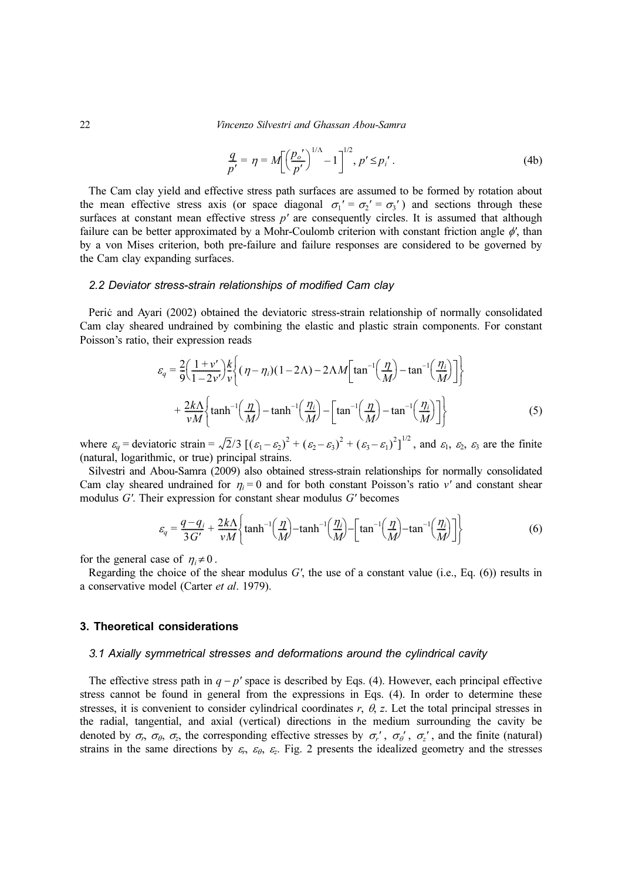$$\frac{q}{p'} = \eta = M\left[\left(\frac{p_o'}{p'}\right)^{1/\Lambda} - 1\right]^{1/2}, \; p' \le p_i' . \tag{4b}$$

The Cam clay yield and effective stress path surfaces are assumed to be formed by rotation about the mean effective stress axis (or space diagonal $\sigma_1' = \sigma_2' = \sigma_3'$) and sections through these surfaces at constant mean effective stress $p'$ are consequently circles. It is assumed that although failure can be better approximated by a Mohr-Coulomb criterion with constant friction angle $\phi'$, than by a von Mises criterion, both pre-failure and failure responses are considered to be governed by the Cam clay expanding surfaces.

### 2.2 Deviator stress-strain relationships of modified Cam clay

Perić and Ayari (2002) obtained the deviatoric stress-strain relationship of normally consolidated Cam clay sheared undrained by combining the elastic and plastic strain components. For constant Poisson's ratio, their expression reads

$$\varepsilon_q = \frac{2}{9}\left(\frac{1+v'}{1-2v'}\right)\frac{k}{v}\left\{(\eta - \eta_i)(1-2\Lambda) - 2\Lambda M\left[\tan^{-1}\left(\frac{\eta}{M}\right) - \tan^{-1}\left(\frac{\eta_i}{M}\right)\right]\right\}$$
$$+ \frac{2k\Lambda}{vM}\left\{\tanh^{-1}\left(\frac{\eta}{M}\right) - \tanh^{-1}\left(\frac{\eta_i}{M}\right) - \left[\tan^{-1}\left(\frac{\eta}{M}\right) - \tan^{-1}\left(\frac{\eta_i}{M}\right)\right]\right\} \tag{5}$$

where $\varepsilon_q$ = deviatoric strain = $\sqrt{2}/3\,[(\varepsilon_1 - \varepsilon_2)^2 + (\varepsilon_2 - \varepsilon_3)^2 + (\varepsilon_3 - \varepsilon_1)^2]^{1/2}$, and $\varepsilon_1$, $\varepsilon_2$, $\varepsilon_3$ are the finite (natural, logarithmic, or true) principal strains.

Silvestri and Abou-Samra (2009) also obtained stress-strain relationships for normally consolidated Cam clay sheared undrained for $\eta_i = 0$ and for both constant Poisson's ratio $v'$ and constant shear modulus $G'$. Their expression for constant shear modulus $G'$ becomes

$$\varepsilon_q = \frac{q - q_i}{3G'} + \frac{2k\Lambda}{vM}\left\{\tanh^{-1}\left(\frac{\eta}{M}\right) - \tanh^{-1}\left(\frac{\eta_i}{M}\right) - \left[\tan^{-1}\left(\frac{\eta}{M}\right) - \tan^{-1}\left(\frac{\eta_i}{M}\right)\right]\right\} \tag{6}$$

for the general case of $\eta_i \neq 0$.

Regarding the choice of the shear modulus $G'$, the use of a constant value (i.e., Eq. (6)) results in a conservative model (Carter *et al*. 1979).

## 3. Theoretical considerations

### 3.1 Axially symmetrical stresses and deformations around the cylindrical cavity

The effective stress path in $q - p'$ space is described by Eqs. (4). However, each principal effective stress cannot be found in general from the expressions in Eqs. (4). In order to determine these stresses, it is convenient to consider cylindrical coordinates $r$, $\theta$, $z$. Let the total principal stresses in the radial, tangential, and axial (vertical) directions in the medium surrounding the cavity be denoted by $\sigma_r$, $\sigma_\theta$, $\sigma_z$, the corresponding effective stresses by $\sigma_r'$, $\sigma_\theta'$, $\sigma_z'$, and the finite (natural) strains in the same directions by $\varepsilon_r$, $\varepsilon_\theta$, $\varepsilon_z$. Fig. 2 presents the idealized geometry and the stresses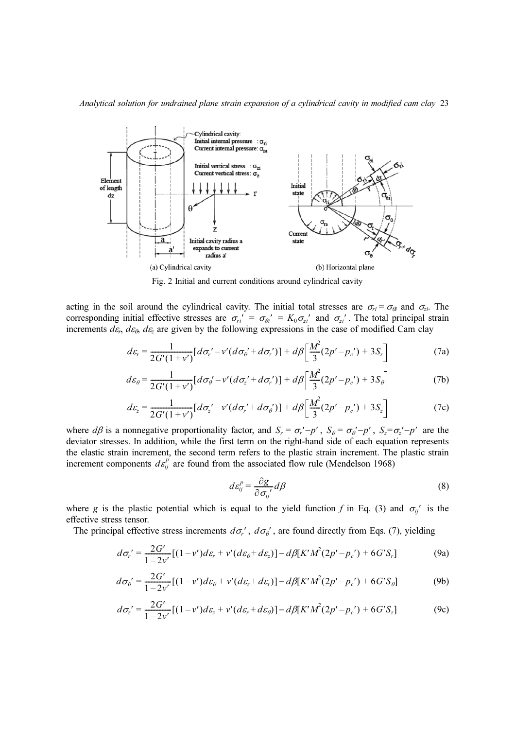Cylindrical cavity:
Initial internal pressure : $\sigma_{ri}$
Current internal pressure: $\sigma_{ra}$

Initial vertical stress : $\sigma_{zi}$
Current vertical stress: $\sigma_z$

Element of length dz

Initial cavity radius a expands to current radius a'

(a) Cylindrical cavity

Initial state

Current state

(b) Horizontal plane

Fig. 2 Initial and current conditions around cylindrical cavity

acting in the soil around the cylindrical cavity. The initial total stresses are $\sigma_{ri} = \sigma_{\theta i}$ and $\sigma_{zi}$. The corresponding initial effective stresses are $\sigma_{ri}' = \sigma_{\theta i}' = K_0\sigma_{zi}'$ and $\sigma_{zi}'$. The total principal strain increments $d\varepsilon_r$, $d\varepsilon_\theta$, $d\varepsilon_z$ are given by the following expressions in the case of modified Cam clay

$$d\varepsilon_r = \frac{1}{2G'(1+v')}[d\sigma_r' - v'(d\sigma_\theta' + d\sigma_z')] + d\beta\left[\frac{M^2}{3}(2p' - p_c') + 3S_r\right] \tag{7a}$$

$$d\varepsilon_\theta = \frac{1}{2G'(1+v')}[d\sigma_\theta' - v'(d\sigma_z' + d\sigma_r')] + d\beta\left[\frac{M^2}{3}(2p' - p_c') + 3S_\theta\right] \tag{7b}$$

$$d\varepsilon_z = \frac{1}{2G'(1+v')}[d\sigma_z' - v'(d\sigma_r' + d\sigma_\theta')] + d\beta\left[\frac{M^2}{3}(2p' - p_c') + 3S_z\right] \tag{7c}$$

where $d\beta$ is a nonnegative proportionality factor, and $S_r = \sigma_r' - p'$, $S_\theta = \sigma_\theta' - p'$, $S_z = \sigma_z' - p'$ are the deviator stresses. In addition, while the first term on the right-hand side of each equation represents the elastic strain increment, the second term refers to the plastic strain increment. The plastic strain increment components $d\varepsilon_{ij}^p$ are found from the associated flow rule (Mendelson 1968)

$$d\varepsilon_{ij}^p = \frac{\partial g}{\partial \sigma_{ij}'}d\beta \tag{8}$$

where $g$ is the plastic potential which is equal to the yield function $f$ in Eq. (3) and $\sigma_{ij}'$ is the effective stress tensor.

The principal effective stress increments $d\sigma_r'$, $d\sigma_\theta'$, are found directly from Eqs. (7), yielding

$$d\sigma_r' = \frac{2G'}{1-2v'}[(1-v')d\varepsilon_r + v'(d\varepsilon_\theta + d\varepsilon_z)] - d\beta[K'M^2(2p' - p_c') + 6G'S_r] \tag{9a}$$

$$d\sigma_\theta' = \frac{2G'}{1-2v'}[(1-v')d\varepsilon_\theta + v'(d\varepsilon_z + d\varepsilon_r)] - d\beta[K'M^2(2p' - p_c') + 6G'S_\theta] \tag{9b}$$

$$d\sigma_z' = \frac{2G'}{1-2v'}[(1-v')d\varepsilon_z + v'(d\varepsilon_r + d\varepsilon_\theta)] - d\beta[K'M^2(2p' - p_c') + 6G'S_z] \tag{9c}$$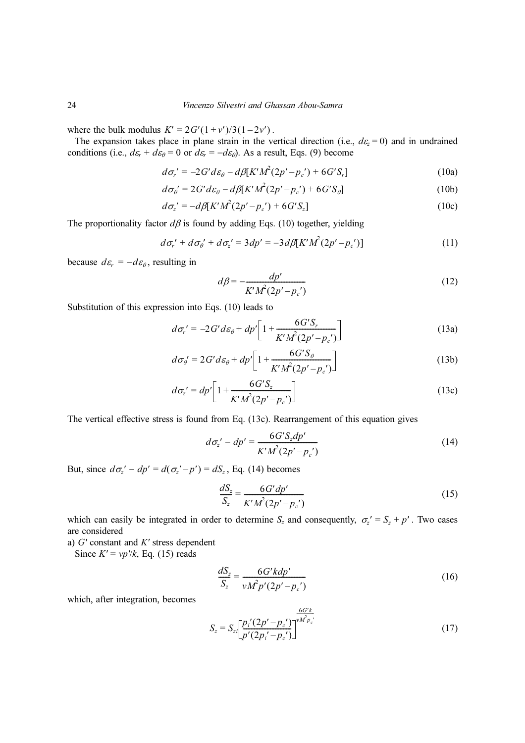where the bulk modulus $K' = 2G'(1+v')/3(1-2v')$.

The expansion takes place in plane strain in the vertical direction (i.e., $d\varepsilon_z = 0$) and in undrained conditions (i.e., $d\varepsilon_r + d\varepsilon_\theta = 0$ or $d\varepsilon_r = -d\varepsilon_\theta$). As a result, Eqs. (9) become

$$d\sigma_r' = -2G'd\varepsilon_\theta - d\beta[K'M^2(2p'-p_c') + 6G'S_r] \tag{10a}$$

$$d\sigma_\theta' = 2G'd\varepsilon_\theta - d\beta[K'M^2(2p'-p_c') + 6G'S_\theta] \tag{10b}$$

$$d\sigma_z' = -d\beta[K'M^2(2p'-p_c') + 6G'S_z] \tag{10c}$$

The proportionality factor $d\beta$ is found by adding Eqs. (10) together, yielding

$$d\sigma_r' + d\sigma_\theta' + d\sigma_z' = 3dp' = -3d\beta[K'M^2(2p'-p_c')] \tag{11}$$

because $d\varepsilon_r = -d\varepsilon_\theta$, resulting in

$$d\beta = -\frac{dp'}{K'M^2(2p'-p_c')} \tag{12}$$

Substitution of this expression into Eqs. (10) leads to

$$d\sigma_r' = -2G'd\varepsilon_\theta + dp'\left[1 + \frac{6G'S_r}{K'M^2(2p'-p_c')}\right] \tag{13a}$$

$$d\sigma_\theta' = 2G'd\varepsilon_\theta + dp'\left[1 + \frac{6G'S_\theta}{K'M^2(2p'-p_c')}\right] \tag{13b}$$

$$d\sigma_z' = dp'\left[1 + \frac{6G'S_z}{K'M^2(2p'-p_c')}\right] \tag{13c}$$

The vertical effective stress is found from Eq. (13c). Rearrangement of this equation gives

$$d\sigma_z' - dp' = \frac{6G'S_z dp'}{K'M^2(2p'-p_c')} \tag{14}$$

But, since $d\sigma_z' - dp' = d(\sigma_z' - p') = dS_z$, Eq. (14) becomes

$$\frac{dS_z}{S_z} = \frac{6G'dp'}{K'M^2(2p'-p_c')} \tag{15}$$

which can easily be integrated in order to determine $S_z$ and consequently, $\sigma_z' = S_z + p'$. Two cases are considered

a) $G'$ constant and $K'$ stress dependent

Since $K' = vp'/k$, Eq. (15) reads

$$\frac{dS_z}{S_z} = \frac{6G'kdp'}{vM^2p'(2p'-p_c')} \tag{16}$$

which, after integration, becomes

$$S_z = S_{zi}\left[\frac{p_i'(2p'-p_c')}{p'(2p_i'-p_c')}\right]^{\frac{6G'k}{vM^2p_c'}} \tag{17}$$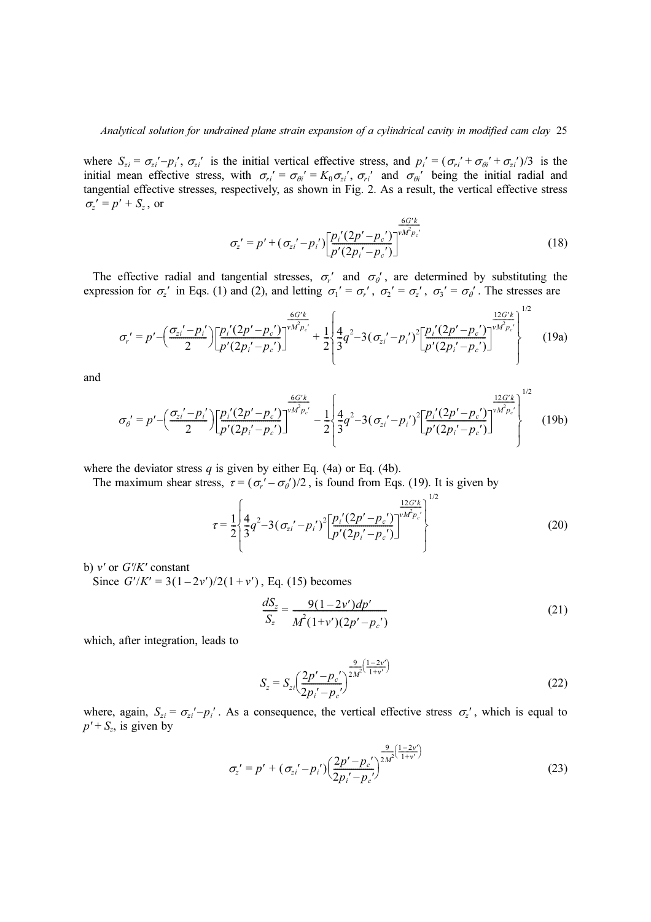where $S_{zi} = \sigma_{zi}' - p_i'$, $\sigma_{zi}'$ is the initial vertical effective stress, and $p_i' = (\sigma_{ri}' + \sigma_{\theta i}' + \sigma_{zi}')/3$ is the initial mean effective stress, with $\sigma_{ri}' = \sigma_{\theta i}' = K_0 \sigma_{zi}'$, $\sigma_{ri}'$ and $\sigma_{\theta i}'$ being the initial radial and tangential effective stresses, respectively, as shown in Fig. 2. As a result, the vertical effective stress $\sigma_z' = p' + S_z$, or

$$\sigma_z' = p' + (\sigma_{zi}' - p_i') \left[ \frac{p_i'(2p' - p_c')}{p'(2p_i' - p_c')} \right]^{\frac{6G'k}{vM^2 p_c'}} \tag{18}$$

The effective radial and tangential stresses, $\sigma_r'$ and $\sigma_\theta'$, are determined by substituting the expression for $\sigma_z'$ in Eqs. (1) and (2), and letting $\sigma_1' = \sigma_r'$, $\sigma_2' = \sigma_z'$, $\sigma_3' = \sigma_\theta'$. The stresses are

$$\sigma_r' = p' - \left( \frac{\sigma_{zi}' - p_i'}{2} \right) \left[ \frac{p_i'(2p' - p_c')}{p'(2p_i' - p_c')} \right]^{\frac{6G'k}{vM^2 p_c'}} + \frac{1}{2} \left\{ \frac{4}{3} q^2 - 3(\sigma_{zi}' - p_i')^2 \left[ \frac{p_i'(2p' - p_c')}{p'(2p_i' - p_c')} \right]^{\frac{12G'k}{vM^2 p_c'}} \right\}^{1/2} \tag{19a}$$

and

$$\sigma_\theta' = p' - \left( \frac{\sigma_{zi}' - p_i'}{2} \right) \left[ \frac{p_i'(2p' - p_c')}{p'(2p_i' - p_c')} \right]^{\frac{6G'k}{vM^2 p_c'}} - \frac{1}{2} \left\{ \frac{4}{3} q^2 - 3(\sigma_{zi}' - p_i')^2 \left[ \frac{p_i'(2p' - p_c')}{p'(2p_i' - p_c')} \right]^{\frac{12G'k}{vM^2 p_c'}} \right\}^{1/2} \tag{19b}$$

where the deviator stress $q$ is given by either Eq. (4a) or Eq. (4b).

The maximum shear stress, $\tau = (\sigma_r' - \sigma_\theta')/2$, is found from Eqs. (19). It is given by

$$\tau = \frac{1}{2} \left\{ \frac{4}{3} q^2 - 3(\sigma_{zi}' - p_i')^2 \left[ \frac{p_i'(2p' - p_c')}{p'(2p_i' - p_c')} \right]^{\frac{12G'k}{vM^2 p_c'}} \right\}^{1/2} \tag{20}$$

b) $v'$ or $G'/K'$ constant

Since $G'/K' = 3(1 - 2v')/2(1 + v')$, Eq. (15) becomes

$$\frac{dS_z}{S_z} = \frac{9(1 - 2v')dp'}{M^2(1 + v')(2p' - p_c')} \tag{21}$$

which, after integration, leads to

$$S_z = S_{zi} \left( \frac{2p' - p_c'}{2p_i' - p_c'} \right)^{\frac{9}{2M^2}\left(\frac{1-2v'}{1+v'}\right)} \tag{22}$$

where, again, $S_{zi} = \sigma_{zi}' - p_i'$. As a consequence, the vertical effective stress $\sigma_z'$, which is equal to $p' + S_z$, is given by

$$\sigma_z' = p' + (\sigma_{zi}' - p_i') \left( \frac{2p' - p_c'}{2p_i' - p_c'} \right)^{\frac{9}{2M^2}\left(\frac{1-2v'}{1+v'}\right)} \tag{23}$$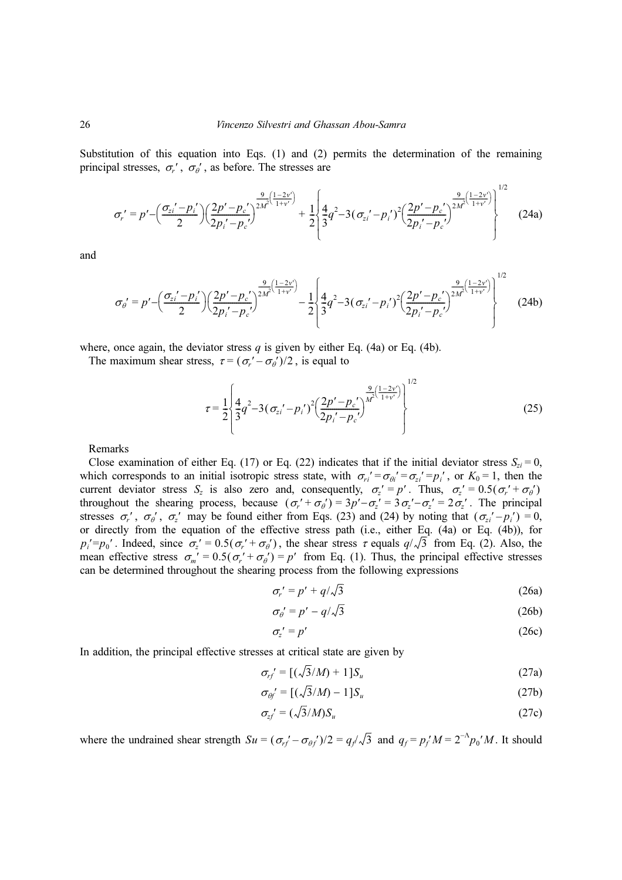Substitution of this equation into Eqs. (1) and (2) permits the determination of the remaining principal stresses, $\sigma_r'$, $\sigma_\theta'$, as before. The stresses are

$$\sigma_r' = p' - \left(\frac{\sigma_{zi}' - p_i'}{2}\right)\left(\frac{2p' - p_c'}{2p_i' - p_c'}\right)^{\frac{9}{2M^2}\left(\frac{1-2\nu'}{1+\nu'}\right)} + \frac{1}{2}\left\{\frac{4}{3}q^2 - 3(\sigma_{zi}' - p_i')^2\left(\frac{2p' - p_c'}{2p_i' - p_c'}\right)^{\frac{9}{2M^2}\left(\frac{1-2\nu'}{1+\nu'}\right)}\right\}^{1/2} \tag{24a}$$

and

$$\sigma_\theta' = p' - \left(\frac{\sigma_{zi}' - p_i'}{2}\right)\left(\frac{2p' - p_c'}{2p_i' - p_c'}\right)^{\frac{9}{2M^2}\left(\frac{1-2\nu'}{1+\nu'}\right)} - \frac{1}{2}\left\{\frac{4}{3}q^2 - 3(\sigma_{zi}' - p_i')^2\left(\frac{2p' - p_c'}{2p_i' - p_c'}\right)^{\frac{9}{2M^2}\left(\frac{1-2\nu'}{1+\nu'}\right)}\right\}^{1/2} \tag{24b}$$

where, once again, the deviator stress $q$ is given by either Eq. (4a) or Eq. (4b).

The maximum shear stress, $\tau = (\sigma_r' - \sigma_\theta')/2$, is equal to

$$\tau = \frac{1}{2}\left\{\frac{4}{3}q^2 - 3(\sigma_{zi}' - p_i')^2\left(\frac{2p' - p_c'}{2p_i' - p_c'}\right)^{\frac{9}{M^2}\left(\frac{1-2\nu'}{1+\nu'}\right)}\right\}^{1/2} \tag{25}$$

Remarks

Close examination of either Eq. (17) or Eq. (22) indicates that if the initial deviator stress $S_{zi} = 0$, which corresponds to an initial isotropic stress state, with $\sigma_{ri}' = \sigma_{\theta i}' = \sigma_{zi}' = p_i'$, or $K_0 = 1$, then the current deviator stress $S_z$ is also zero and, consequently, $\sigma_z' = p'$. Thus, $\sigma_z' = 0.5(\sigma_r' + \sigma_\theta')$ throughout the shearing process, because $(\sigma_r' + \sigma_\theta') = 3p' - \sigma_z' = 3\sigma_z' - \sigma_z' = 2\sigma_z'$. The principal stresses $\sigma_r'$, $\sigma_\theta'$, $\sigma_z'$ may be found either from Eqs. (23) and (24) by noting that $(\sigma_{zi}' - p_i') = 0$, or directly from the equation of the effective stress path (i.e., either Eq. (4a) or Eq. (4b)), for $p_i' = p_0'$. Indeed, since $\sigma_z' = 0.5(\sigma_r' + \sigma_\theta')$, the shear stress $\tau$ equals $q/\sqrt{3}$ from Eq. (2). Also, the mean effective stress $\sigma_m' = 0.5(\sigma_r' + \sigma_\theta') = p'$ from Eq. (1). Thus, the principal effective stresses can be determined throughout the shearing process from the following expressions

$$\sigma_r' = p' + q/\sqrt{3} \tag{26a}$$

$$\sigma_\theta' = p' - q/\sqrt{3} \tag{26b}$$

$$\sigma_z' = p' \tag{26c}$$

In addition, the principal effective stresses at critical state are given by

$$\sigma_{rf}' = [(\sqrt{3}/M) + 1]S_u \tag{27a}$$

$$\sigma_{\theta f}' = [(\sqrt{3}/M) - 1]S_u \tag{27b}$$

$$\sigma_{zf}' = (\sqrt{3}/M)S_u \tag{27c}$$

where the undrained shear strength $Su = (\sigma_{rf}' - \sigma_{\theta f}')/2 = q_f/\sqrt{3}$ and $q_f = p_f' M = 2^{-\Lambda} p_0' M$. It should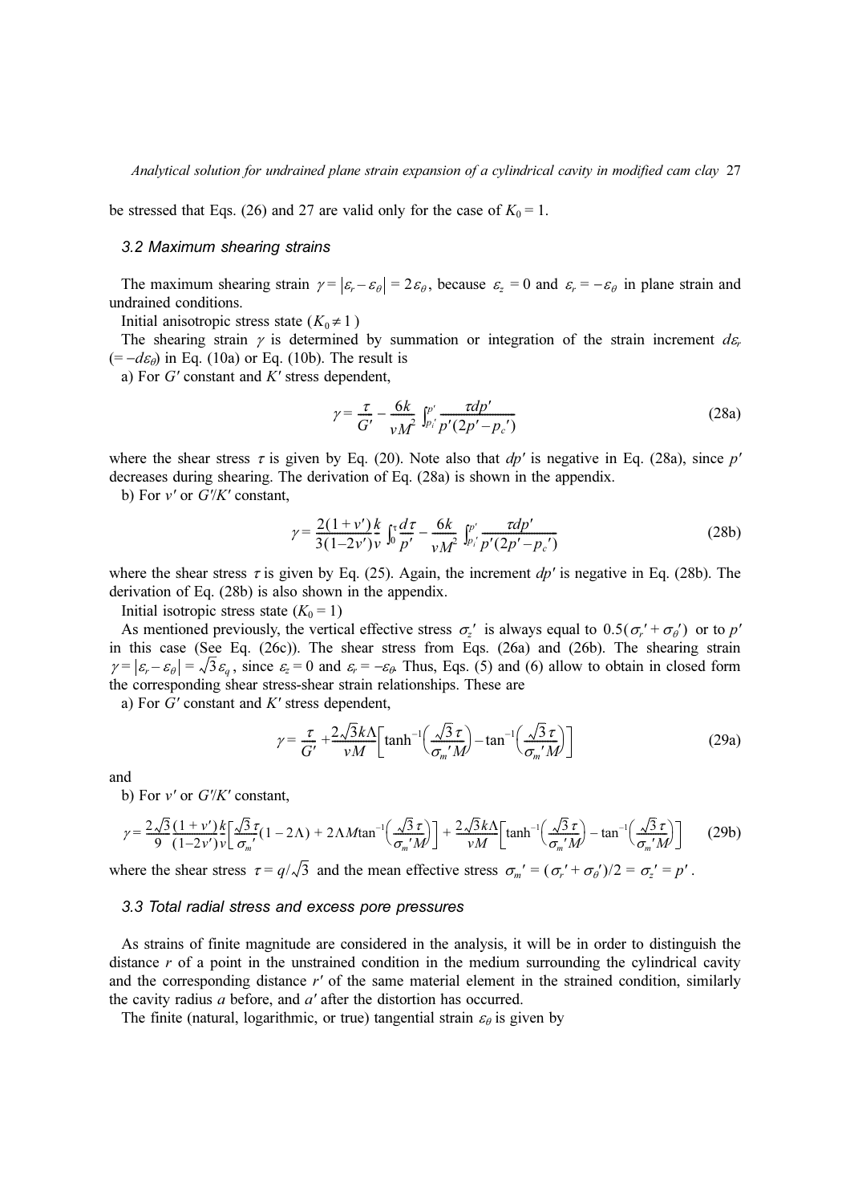be stressed that Eqs. (26) and 27 are valid only for the case of $K_0 = 1$.

### 3.2 Maximum shearing strains

The maximum shearing strain $\gamma = |\varepsilon_r - \varepsilon_\theta| = 2\varepsilon_\theta$, because $\varepsilon_z = 0$ and $\varepsilon_r = -\varepsilon_\theta$ in plane strain and undrained conditions.

Initial anisotropic stress state ($K_0 \neq 1$)

The shearing strain $\gamma$ is determined by summation or integration of the strain increment $d\varepsilon_r$ ($= -d\varepsilon_\theta$) in Eq. (10a) or Eq. (10b). The result is

a) For $G'$ constant and $K'$ stress dependent,

$$\gamma = \frac{\tau}{G'} - \frac{6k}{vM^2}\int_{p_i'}^{p'} \frac{\tau dp'}{p'(2p' - p_c')} \tag{28a}$$

where the shear stress $\tau$ is given by Eq. (20). Note also that $dp'$ is negative in Eq. (28a), since $p'$ decreases during shearing. The derivation of Eq. (28a) is shown in the appendix.

b) For $v'$ or $G'/K'$ constant,

$$\gamma = \frac{2(1+v')k}{3(1-2v')v}\int_0^{\tau} \frac{d\tau}{p'} - \frac{6k}{vM^2}\int_{p_i'}^{p'} \frac{\tau dp'}{p'(2p' - p_c')} \tag{28b}$$

where the shear stress $\tau$ is given by Eq. (25). Again, the increment $dp'$ is negative in Eq. (28b). The derivation of Eq. (28b) is also shown in the appendix.

Initial isotropic stress state ($K_0 = 1$)

As mentioned previously, the vertical effective stress $\sigma_z'$ is always equal to $0.5(\sigma_r' + \sigma_\theta')$ or to $p'$ in this case (See Eq. (26c)). The shear stress from Eqs. (26a) and (26b). The shearing strain $\gamma = |\varepsilon_r - \varepsilon_\theta| = \sqrt{3}\varepsilon_q$, since $\varepsilon_z = 0$ and $\varepsilon_r = -\varepsilon_\theta$. Thus, Eqs. (5) and (6) allow to obtain in closed form the corresponding shear stress-shear strain relationships. These are

a) For $G'$ constant and $K'$ stress dependent,

$$\gamma = \frac{\tau}{G'} + \frac{2\sqrt{3}k\Lambda}{vM}\left[\tanh^{-1}\left(\frac{\sqrt{3}\tau}{\sigma_m' M}\right) - \tan^{-1}\left(\frac{\sqrt{3}\tau}{\sigma_m' M}\right)\right] \tag{29a}$$

and

b) For $v'$ or $G'/K'$ constant,

$$\gamma = \frac{2\sqrt{3}}{9}\frac{(1+v')k}{(1-2v')v}\left[\frac{\sqrt{3}\tau}{\sigma_m'}(1-2\Lambda) + 2\Lambda M \tan^{-1}\left(\frac{\sqrt{3}\tau}{\sigma_m' M}\right)\right] + \frac{2\sqrt{3}k\Lambda}{vM}\left[\tanh^{-1}\left(\frac{\sqrt{3}\tau}{\sigma_m' M}\right) - \tan^{-1}\left(\frac{\sqrt{3}\tau}{\sigma_m' M}\right)\right] \tag{29b}$$

where the shear stress $\tau = q/\sqrt{3}$ and the mean effective stress $\sigma_m' = (\sigma_r' + \sigma_\theta')/2 = \sigma_z' = p'$.

### 3.3 Total radial stress and excess pore pressures

As strains of finite magnitude are considered in the analysis, it will be in order to distinguish the distance $r$ of a point in the unstrained condition in the medium surrounding the cylindrical cavity and the corresponding distance $r'$ of the same material element in the strained condition, similarly the cavity radius $a$ before, and $a'$ after the distortion has occurred.

The finite (natural, logarithmic, or true) tangential strain $\varepsilon_\theta$ is given by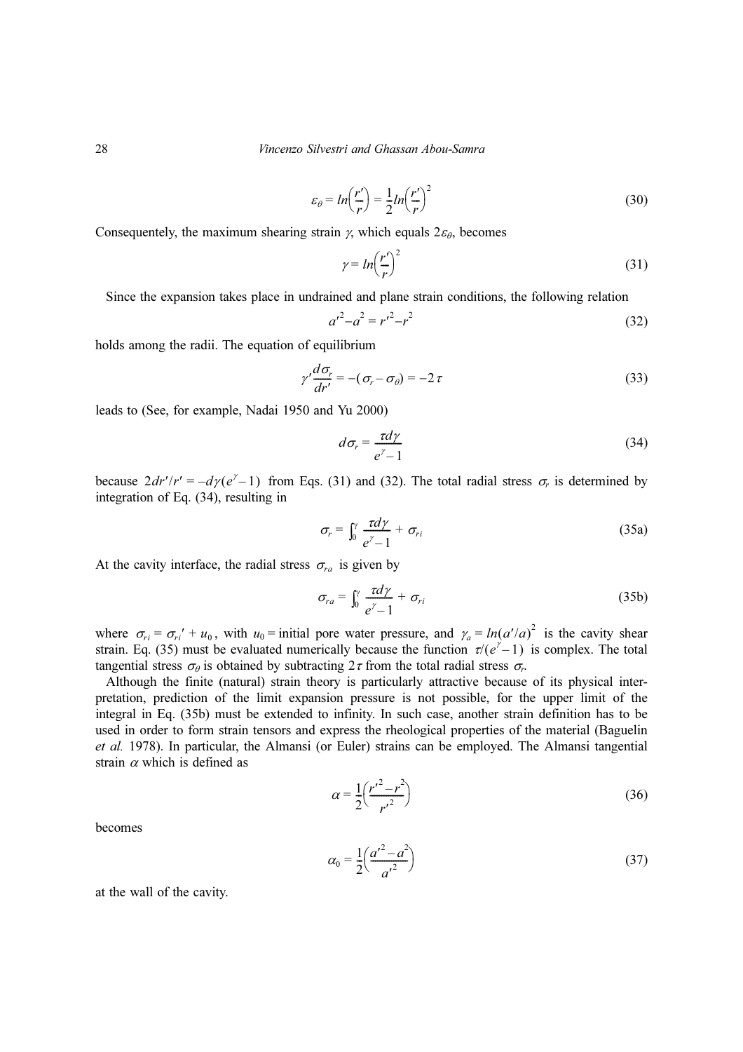$$\varepsilon_\theta = ln\left(\frac{r'}{r}\right) = \frac{1}{2}ln\left(\frac{r'}{r}\right)^2 \tag{30}$$

Consequentely, the maximum shearing strain $\gamma$, which equals $2\varepsilon_\theta$, becomes

$$\gamma = ln\left(\frac{r'}{r}\right)^2 \tag{31}$$

Since the expansion takes place in undrained and plane strain conditions, the following relation

$$a'^2 - a^2 = r'^2 - r^2 \tag{32}$$

holds among the radii. The equation of equilibrium

$$\gamma'\frac{d\sigma_r}{dr'} = -(\sigma_r - \sigma_\theta) = -2\tau \tag{33}$$

leads to (See, for example, Nadai 1950 and Yu 2000)

$$d\sigma_r = \frac{\tau d\gamma}{e^\gamma - 1} \tag{34}$$

because $2dr'/r' = -d\gamma(e^\gamma - 1)$ from Eqs. (31) and (32). The total radial stress $\sigma_r$ is determined by integration of Eq. (34), resulting in

$$\sigma_r = \int_0^\gamma \frac{\tau d\gamma}{e^\gamma - 1} + \sigma_{ri} \tag{35a}$$

At the cavity interface, the radial stress $\sigma_{ra}$ is given by

$$\sigma_{ra} = \int_0^\gamma \frac{\tau d\gamma}{e^\gamma - 1} + \sigma_{ri} \tag{35b}$$

where $\sigma_{ri} = \sigma_{ri}' + u_0$, with $u_0$ = initial pore water pressure, and $\gamma_a = ln(a'/a)^2$ is the cavity shear strain. Eq. (35) must be evaluated numerically because the function $\tau/(e^\gamma - 1)$ is complex. The total tangential stress $\sigma_\theta$ is obtained by subtracting $2\tau$ from the total radial stress $\sigma_r$.

Although the finite (natural) strain theory is particularly attractive because of its physical interpretation, prediction of the limit expansion pressure is not possible, for the upper limit of the integral in Eq. (35b) must be extended to infinity. In such case, another strain definition has to be used in order to form strain tensors and express the rheological properties of the material (Baguelin *et al.* 1978). In particular, the Almansi (or Euler) strains can be employed. The Almansi tangential strain $\alpha$ which is defined as

$$\alpha = \frac{1}{2}\left(\frac{r'^2 - r^2}{r'^2}\right) \tag{36}$$

becomes

$$\alpha_0 = \frac{1}{2}\left(\frac{a'^2 - a^2}{a'^2}\right) \tag{37}$$

at the wall of the cavity.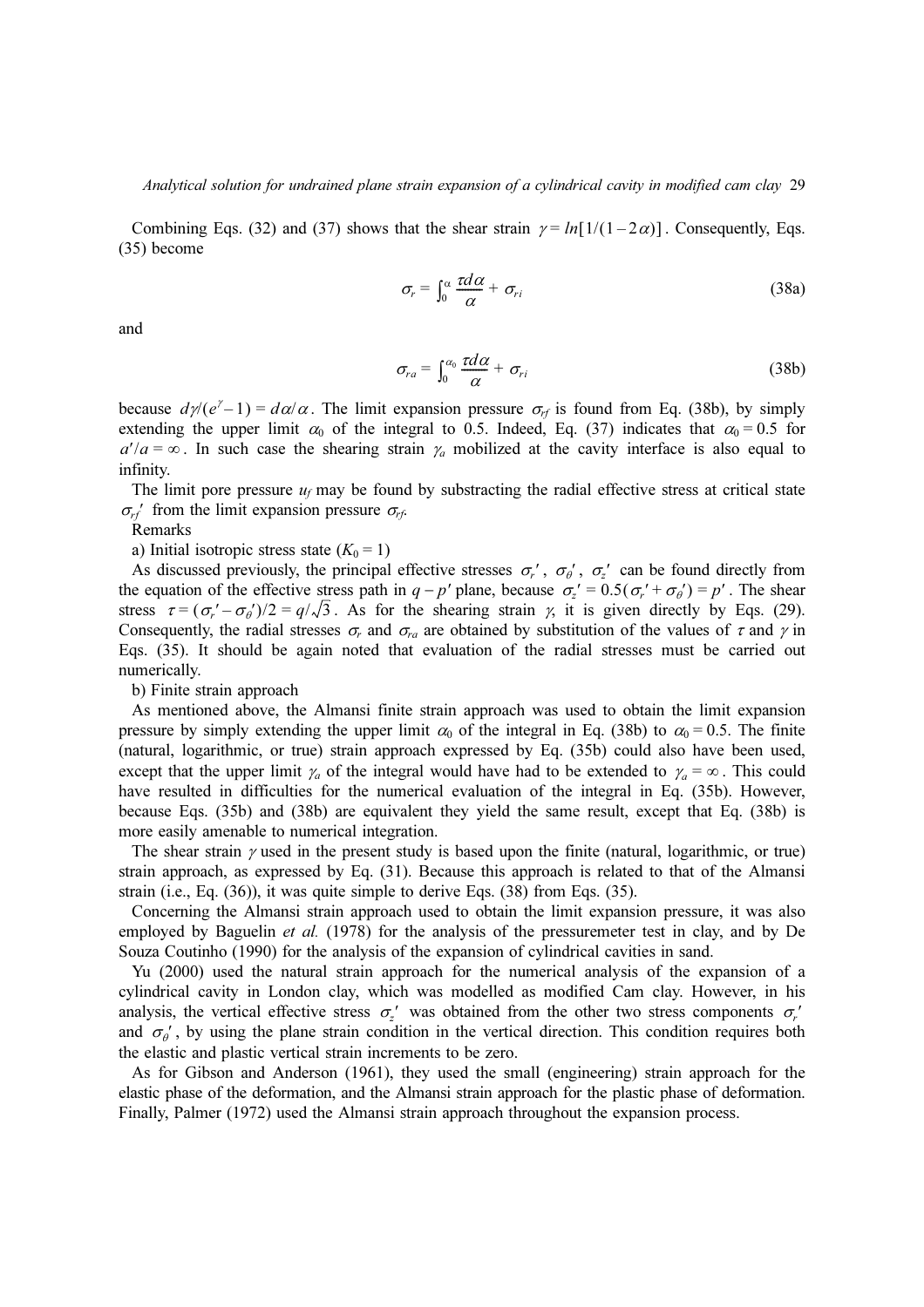Combining Eqs. (32) and (37) shows that the shear strain $\gamma = ln[1/(1-2\alpha)]$. Consequently, Eqs. (35) become

$$\sigma_r = \int_0^{\alpha} \frac{\tau d\alpha}{\alpha} + \sigma_{ri} \tag{38a}$$

and

$$\sigma_{ra} = \int_0^{\alpha_0} \frac{\tau d\alpha}{\alpha} + \sigma_{ri} \tag{38b}$$

because $d\gamma/(e^{\gamma}-1) = d\alpha/\alpha$. The limit expansion pressure $\sigma_{rf}$ is found from Eq. (38b), by simply extending the upper limit $\alpha_0$ of the integral to 0.5. Indeed, Eq. (37) indicates that $\alpha_0 = 0.5$ for $a'/a = \infty$. In such case the shearing strain $\gamma_a$ mobilized at the cavity interface is also equal to infinity.

The limit pore pressure $u_f$ may be found by substracting the radial effective stress at critical state $\sigma_{rf}'$ from the limit expansion pressure $\sigma_{rf}$.

Remarks

a) Initial isotropic stress state ($K_0 = 1$)

As discussed previously, the principal effective stresses $\sigma_r'$, $\sigma_\theta'$, $\sigma_z'$ can be found directly from the equation of the effective stress path in $q - p'$ plane, because $\sigma_z' = 0.5(\sigma_r' + \sigma_\theta') = p'$. The shear stress $\tau = (\sigma_r' - \sigma_\theta')/2 = q/\sqrt{3}$. As for the shearing strain $\gamma$, it is given directly by Eqs. (29). Consequently, the radial stresses $\sigma_r$ and $\sigma_{ra}$ are obtained by substitution of the values of $\tau$ and $\gamma$ in Eqs. (35). It should be again noted that evaluation of the radial stresses must be carried out numerically.

b) Finite strain approach

As mentioned above, the Almansi finite strain approach was used to obtain the limit expansion pressure by simply extending the upper limit $\alpha_0$ of the integral in Eq. (38b) to $\alpha_0 = 0.5$. The finite (natural, logarithmic, or true) strain approach expressed by Eq. (35b) could also have been used, except that the upper limit $\gamma_a$ of the integral would have had to be extended to $\gamma_a = \infty$. This could have resulted in difficulties for the numerical evaluation of the integral in Eq. (35b). However, because Eqs. (35b) and (38b) are equivalent they yield the same result, except that Eq. (38b) is more easily amenable to numerical integration.

The shear strain $\gamma$ used in the present study is based upon the finite (natural, logarithmic, or true) strain approach, as expressed by Eq. (31). Because this approach is related to that of the Almansi strain (i.e., Eq. (36)), it was quite simple to derive Eqs. (38) from Eqs. (35).

Concerning the Almansi strain approach used to obtain the limit expansion pressure, it was also employed by Baguelin *et al.* (1978) for the analysis of the pressuremeter test in clay, and by De Souza Coutinho (1990) for the analysis of the expansion of cylindrical cavities in sand.

Yu (2000) used the natural strain approach for the numerical analysis of the expansion of a cylindrical cavity in London clay, which was modelled as modified Cam clay. However, in his analysis, the vertical effective stress $\sigma_z'$ was obtained from the other two stress components $\sigma_r'$ and $\sigma_\theta'$, by using the plane strain condition in the vertical direction. This condition requires both the elastic and plastic vertical strain increments to be zero.

As for Gibson and Anderson (1961), they used the small (engineering) strain approach for the elastic phase of the deformation, and the Almansi strain approach for the plastic phase of deformation. Finally, Palmer (1972) used the Almansi strain approach throughout the expansion process.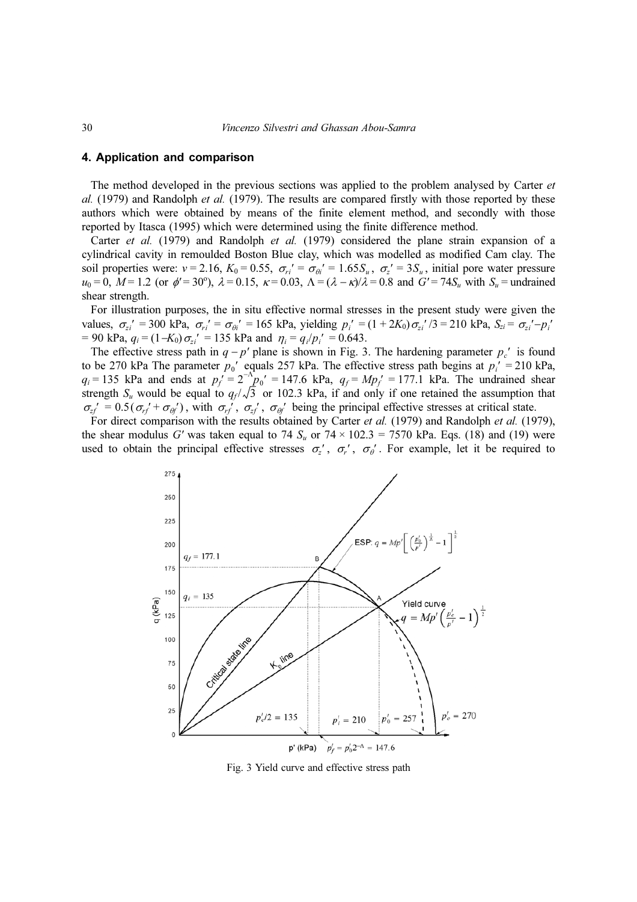## 4. Application and comparison

The method developed in the previous sections was applied to the problem analysed by Carter *et al.* (1979) and Randolph *et al.* (1979). The results are compared firstly with those reported by these authors which were obtained by means of the finite element method, and secondly with those reported by Itasca (1995) which were determined using the finite difference method.

Carter *et al.* (1979) and Randolph *et al.* (1979) considered the plane strain expansion of a cylindrical cavity in remoulded Boston Blue clay, which was modelled as modified Cam clay. The soil properties were: $v = 2.16$, $K_0 = 0.55$, $\sigma_{ri}' = \sigma_{\theta i}' = 1.65S_u$, $\sigma_z' = 3S_u$, initial pore water pressure $u_0 = 0$, $M = 1.2$ (or $\phi' = 30°$), $\lambda = 0.15$, $\kappa = 0.03$, $\Lambda = (\lambda - \kappa)/\lambda = 0.8$ and $G' = 74S_u$ with $S_u$ = undrained shear strength.

For illustration purposes, the in situ effective normal stresses in the present study were given the values, $\sigma_{zi}' = 300$ kPa, $\sigma_{ri}' = \sigma_{\theta i}' = 165$ kPa, yielding $p_i' = (1 + 2K_0)\sigma_{zi}'/3 = 210$ kPa, $S_{zi} = \sigma_{zi}' - p_i' = 90$ kPa, $q_i = (1 - K_0)\sigma_{zi}' = 135$ kPa and $\eta_i = q_i/p_i' = 0.643$.

The effective stress path in $q - p'$ plane is shown in Fig. 3. The hardening parameter $p_c'$ is found to be 270 kPa The parameter $p_0'$ equals 257 kPa. The effective stress path begins at $p_i' = 210$ kPa, $q_i = 135$ kPa and ends at $p_f' = 2^{-\Lambda}p_0' = 147.6$ kPa, $q_f = Mp_f' = 177.1$ kPa. The undrained shear strength $S_u$ would be equal to $q_f/\sqrt{3}$ or 102.3 kPa, if and only if one retained the assumption that $\sigma_{zf}' = 0.5(\sigma_{rf}' + \sigma_{\theta f}')$, with $\sigma_{rf}'$, $\sigma_{zf}'$, $\sigma_{\theta f}'$ being the principal effective stresses at critical state.

For direct comparison with the results obtained by Carter *et al.* (1979) and Randolph *et al.* (1979), the shear modulus $G'$ was taken equal to 74 $S_u$ or $74 \times 102.3 = 7570$ kPa. Eqs. (18) and (19) were used to obtain the principal effective stresses $\sigma_z'$, $\sigma_r'$, $\sigma_\theta'$. For example, let it be required to

q (kPa)
275
250
225
200
175
150
125
100
75
50
25
0
$q_f = 177.1$
$q_i = 135$
B
A
ESP: $q = Mp'\left[\left(\frac{p_0'}{p'}\right)^{\frac{1}{\Lambda}} - 1\right]^{\frac{1}{2}}$
Yield curve
$q = Mp'\left(\frac{p_c'}{p'} - 1\right)^{\frac{1}{2}}$
Critical state line
$K_0$ line
$p_c'/2 = 135$
$p_i' = 210$
$p_0' = 257$
$p_c' = 270$
p' (kPa)
$p_f' = p_0' 2^{-\Lambda} = 147.6$

Fig. 3 Yield curve and effective stress path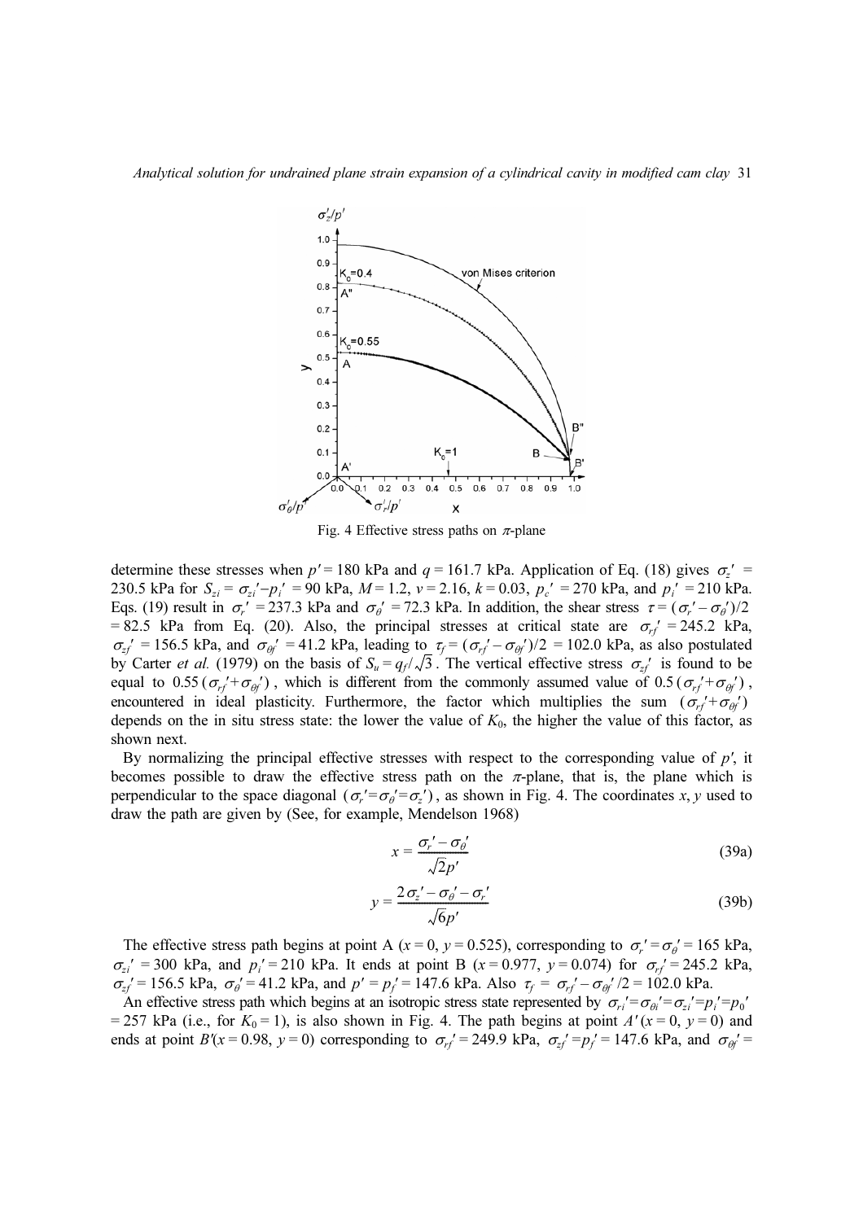$\sigma_z'/p'$

1.0
0.9
0.8
0.7
0.6
0.5
0.4
0.3
0.2
0.1
0.0

y

$K_o$=0.4

A"

$K_o$=0.55

A

A'

von Mises criterion

B"

B

B'

$K_o$=1

0.0 0.1 0.2 0.3 0.4 0.5 0.6 0.7 0.8 0.9 1.0

$\sigma_\theta'/p'$

$\sigma_r'/p'$

x

Fig. 4 Effective stress paths on $\pi$-plane

determine these stresses when $p' = 180$ kPa and $q = 161.7$ kPa. Application of Eq. (18) gives $\sigma_z' = 230.5$ kPa for $S_{zi} = \sigma_{zi}' - p_i' = 90$ kPa, $M = 1.2$, $v = 2.16$, $k = 0.03$, $p_c' = 270$ kPa, and $p_i' = 210$ kPa. Eqs. (19) result in $\sigma_r' = 237.3$ kPa and $\sigma_\theta' = 72.3$ kPa. In addition, the shear stress $\tau = (\sigma_r' - \sigma_\theta')/2 = 82.5$ kPa from Eq. (20). Also, the principal stresses at critical state are $\sigma_{rf}' = 245.2$ kPa, $\sigma_{zf}' = 156.5$ kPa, and $\sigma_{\theta f}' = 41.2$ kPa, leading to $\tau_f = (\sigma_{rf}' - \sigma_{\theta f}')/2 = 102.0$ kPa, as also postulated by Carter *et al.* (1979) on the basis of $S_u = q_f/\sqrt{3}$. The vertical effective stress $\sigma_{zf}'$ is found to be equal to $0.55(\sigma_{rf}' + \sigma_{\theta f}')$, which is different from the commonly assumed value of $0.5(\sigma_{rf}' + \sigma_{\theta f}')$, encountered in ideal plasticity. Furthermore, the factor which multiplies the sum $(\sigma_{rf}' + \sigma_{\theta f}')$ depends on the in situ stress state: the lower the value of $K_0$, the higher the value of this factor, as shown next.

By normalizing the principal effective stresses with respect to the corresponding value of $p'$, it becomes possible to draw the effective stress path on the $\pi$-plane, that is, the plane which is perpendicular to the space diagonal $(\sigma_r' = \sigma_\theta' = \sigma_z')$, as shown in Fig. 4. The coordinates $x$, $y$ used to draw the path are given by (See, for example, Mendelson 1968)

$$x = \frac{\sigma_r' - \sigma_\theta'}{\sqrt{2}p'} \tag{39a}$$

$$y = \frac{2\sigma_z' - \sigma_\theta' - \sigma_r'}{\sqrt{6}p'} \tag{39b}$$

The effective stress path begins at point A ($x = 0$, $y = 0.525$), corresponding to $\sigma_r' = \sigma_\theta' = 165$ kPa, $\sigma_{zi}' = 300$ kPa, and $p_i' = 210$ kPa. It ends at point B ($x = 0.977$, $y = 0.074$) for $\sigma_{rf}' = 245.2$ kPa, $\sigma_{zf}' = 156.5$ kPa, $\sigma_\theta' = 41.2$ kPa, and $p' = p_f' = 147.6$ kPa. Also $\tau_f = \sigma_{rf}' - \sigma_{\theta f}'/2 = 102.0$ kPa.

An effective stress path which begins at an isotropic stress state represented by $\sigma_{ri}' = \sigma_{\theta i}' = \sigma_{zi}' = p_i' = p_0' = 257$ kPa (i.e., for $K_0 = 1$), is also shown in Fig. 4. The path begins at point $A'$ ($x = 0$, $y = 0$) and ends at point $B'$($x = 0.98$, $y = 0$) corresponding to $\sigma_{rf}' = 249.9$ kPa, $\sigma_{zf}' = p_f' = 147.6$ kPa, and $\sigma_{\theta f}' =$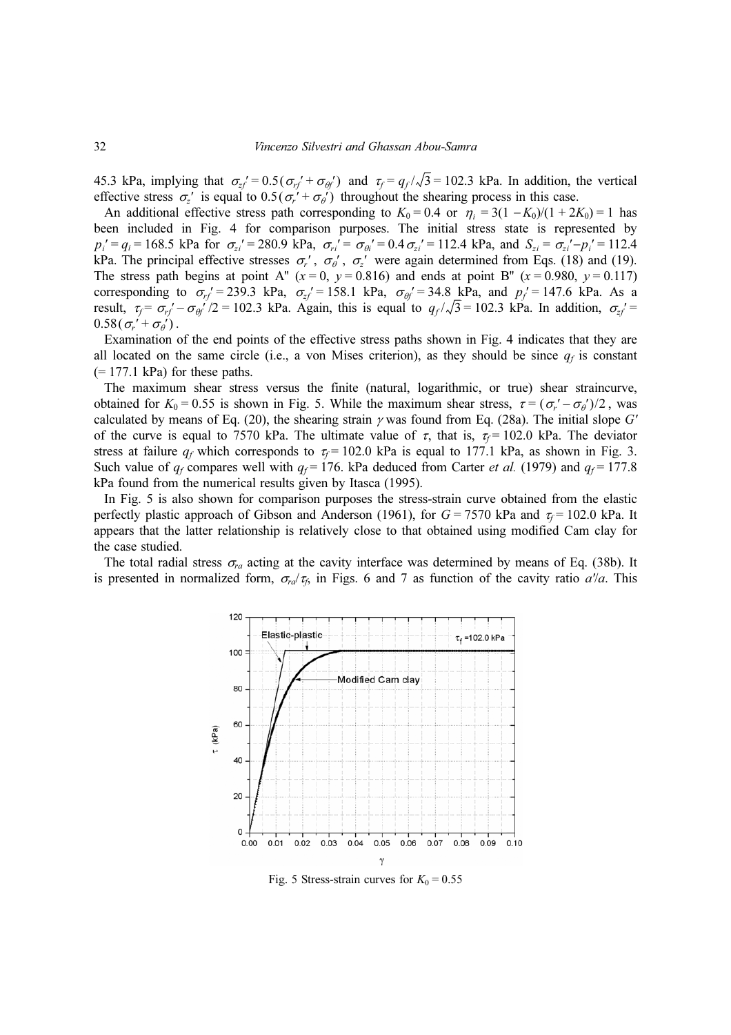45.3 kPa, implying that $\sigma_{zf}' = 0.5(\sigma_{rf}' + \sigma_{\theta f}')$ and $\tau_f = q_f/\sqrt{3} = 102.3$ kPa. In addition, the vertical effective stress $\sigma_z'$ is equal to $0.5(\sigma_r' + \sigma_\theta')$ throughout the shearing process in this case.

An additional effective stress path corresponding to $K_0 = 0.4$ or $\eta_i = 3(1 - K_0)/(1 + 2K_0) = 1$ has been included in Fig. 4 for comparison purposes. The initial stress state is represented by $p_i' = q_i = 168.5$ kPa for $\sigma_{zi}' = 280.9$ kPa, $\sigma_{ri}' = \sigma_{\theta i}' = 0.4\sigma_{zi}' = 112.4$ kPa, and $S_{zi} = \sigma_{zi}' - p_i' = 112.4$ kPa. The principal effective stresses $\sigma_r'$, $\sigma_\theta'$, $\sigma_z'$ were again determined from Eqs. (18) and (19). The stress path begins at point A'' ($x = 0$, $y = 0.816$) and ends at point B'' ($x = 0.980$, $y = 0.117$) corresponding to $\sigma_{rf}' = 239.3$ kPa, $\sigma_{zf}' = 158.1$ kPa, $\sigma_{\theta f}' = 34.8$ kPa, and $p_f' = 147.6$ kPa. As a result, $\tau_f = \sigma_{rf}' - \sigma_{\theta f}'/2 = 102.3$ kPa. Again, this is equal to $q_f/\sqrt{3} = 102.3$ kPa. In addition, $\sigma_{zf}' = 0.58(\sigma_r' + \sigma_\theta')$.

Examination of the end points of the effective stress paths shown in Fig. 4 indicates that they are all located on the same circle (i.e., a von Mises criterion), as they should be since $q_f$ is constant (= 177.1 kPa) for these paths.

The maximum shear stress versus the finite (natural, logarithmic, or true) shear straincurve, obtained for $K_0 = 0.55$ is shown in Fig. 5. While the maximum shear stress, $\tau = (\sigma_r' - \sigma_\theta')/2$, was calculated by means of Eq. (20), the shearing strain $\gamma$ was found from Eq. (28a). The initial slope $G'$ of the curve is equal to 7570 kPa. The ultimate value of $\tau$, that is, $\tau_f = 102.0$ kPa. The deviator stress at failure $q_f$ which corresponds to $\tau_f = 102.0$ kPa is equal to 177.1 kPa, as shown in Fig. 3. Such value of $q_f$ compares well with $q_f = 176.$ kPa deduced from Carter *et al.* (1979) and $q_f = 177.8$ kPa found from the numerical results given by Itasca (1995).

In Fig. 5 is also shown for comparison purposes the stress-strain curve obtained from the elastic perfectly plastic approach of Gibson and Anderson (1961), for $G = 7570$ kPa and $\tau_f = 102.0$ kPa. It appears that the latter relationship is relatively close to that obtained using modified Cam clay for the case studied.

The total radial stress $\sigma_{ra}$ acting at the cavity interface was determined by means of Eq. (38b). It is presented in normalized form, $\sigma_{ra}/\tau_f$, in Figs. 6 and 7 as function of the cavity ratio $a'/a$. This

Elastic-plastic

$\tau_f = 102.0$ kPa

Modified Cam clay

$\tau$ (kPa)

$\gamma$

Fig. 5 Stress-strain curves for $K_0 = 0.55$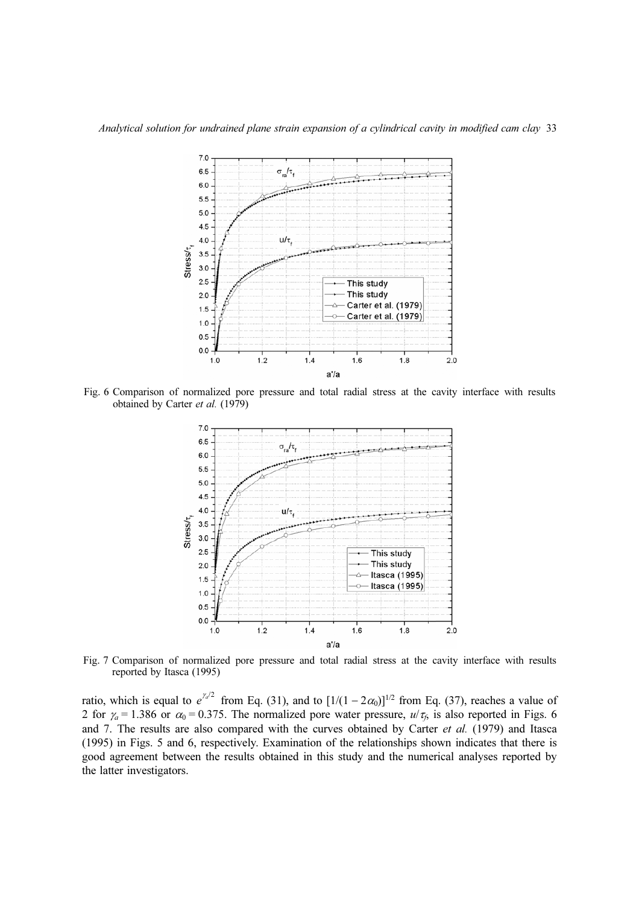7.0
6.5
6.0
5.5
5.0
4.5
4.0
3.5
3.0
2.5
2.0
1.5
1.0
0.5
0.0

1.0
1.2
1.4
1.6
1.8
2.0

$\sigma_{ra}/\tau_f$

$u/\tau_f$

Stress/$\tau_f$

a'/a

This study
This study
Carter et al. (1979)
Carter et al. (1979)

Fig. 6 Comparison of normalized pore pressure and total radial stress at the cavity interface with results obtained by Carter *et al.* (1979)

7.0
6.5
6.0
5.5
5.0
4.5
4.0
3.5
3.0
2.5
2.0
1.5
1.0
0.5
0.0

1.0
1.2
1.4
1.6
1.8
2.0

$\sigma_{ra}/\tau_f$

$u/\tau_f$

Stress/$\tau_f$

a'/a

This study
This study
Itasca (1995)
Itasca (1995)

Fig. 7 Comparison of normalized pore pressure and total radial stress at the cavity interface with results reported by Itasca (1995)

ratio, which is equal to $e^{\gamma_a/2}$ from Eq. (31), and to $[1/(1-2\alpha_0)]^{1/2}$ from Eq. (37), reaches a value of 2 for $\gamma_a = 1.386$ or $\alpha_0 = 0.375$. The normalized pore water pressure, $u/\tau_f$, is also reported in Figs. 6 and 7. The results are also compared with the curves obtained by Carter *et al.* (1979) and Itasca (1995) in Figs. 5 and 6, respectively. Examination of the relationships shown indicates that there is good agreement between the results obtained in this study and the numerical analyses reported by the latter investigators.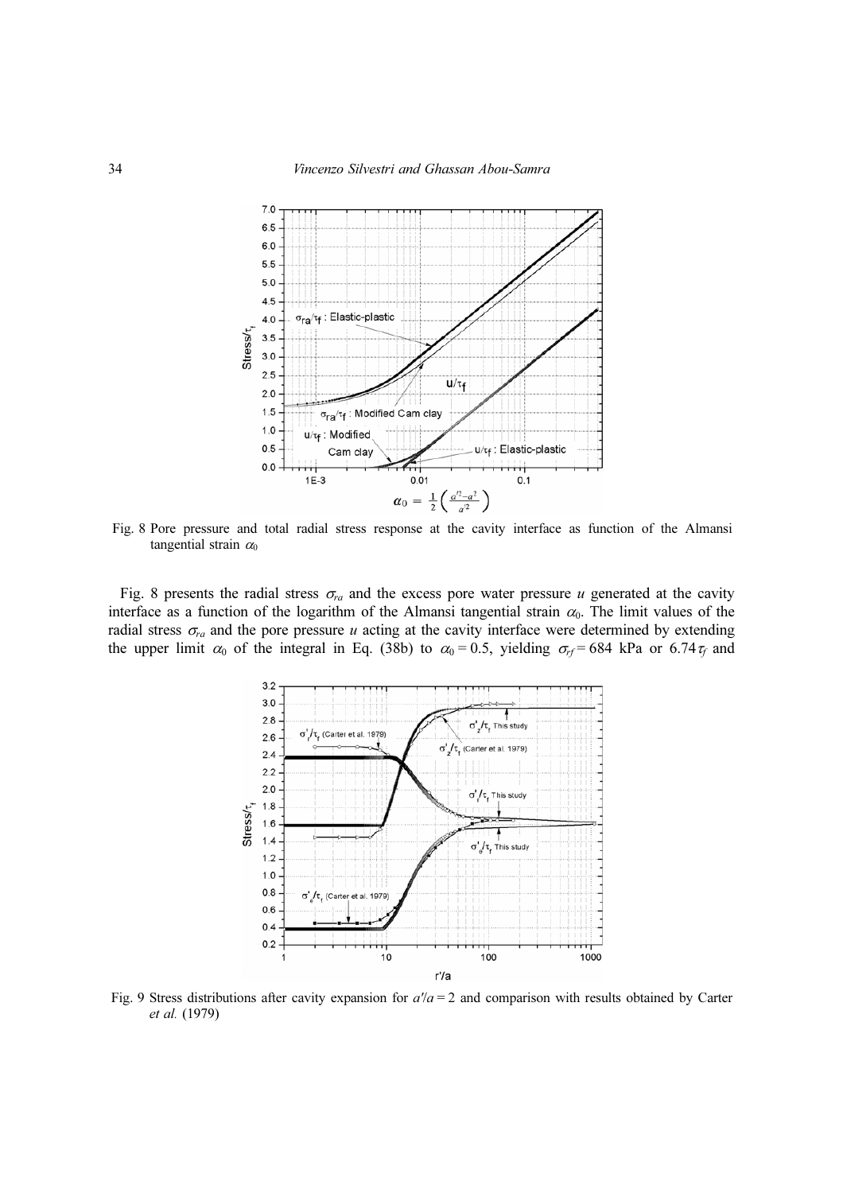Fig. 8 Pore pressure and total radial stress response at the cavity interface as function of the Almansi tangential strain $\alpha_0$

Fig. 8 presents the radial stress $\sigma_{ra}$ and the excess pore water pressure $u$ generated at the cavity interface as a function of the logarithm of the Almansi tangential strain $\alpha_0$. The limit values of the radial stress $\sigma_{ra}$ and the pore pressure $u$ acting at the cavity interface were determined by extending the upper limit $\alpha_0$ of the integral in Eq. (38b) to $\alpha_0 = 0.5$, yielding $\sigma_{rf} = 684$ kPa or $6.74\tau_f$ and

Fig. 9 Stress distributions after cavity expansion for $a'/a = 2$ and comparison with results obtained by Carter *et al.* (1979)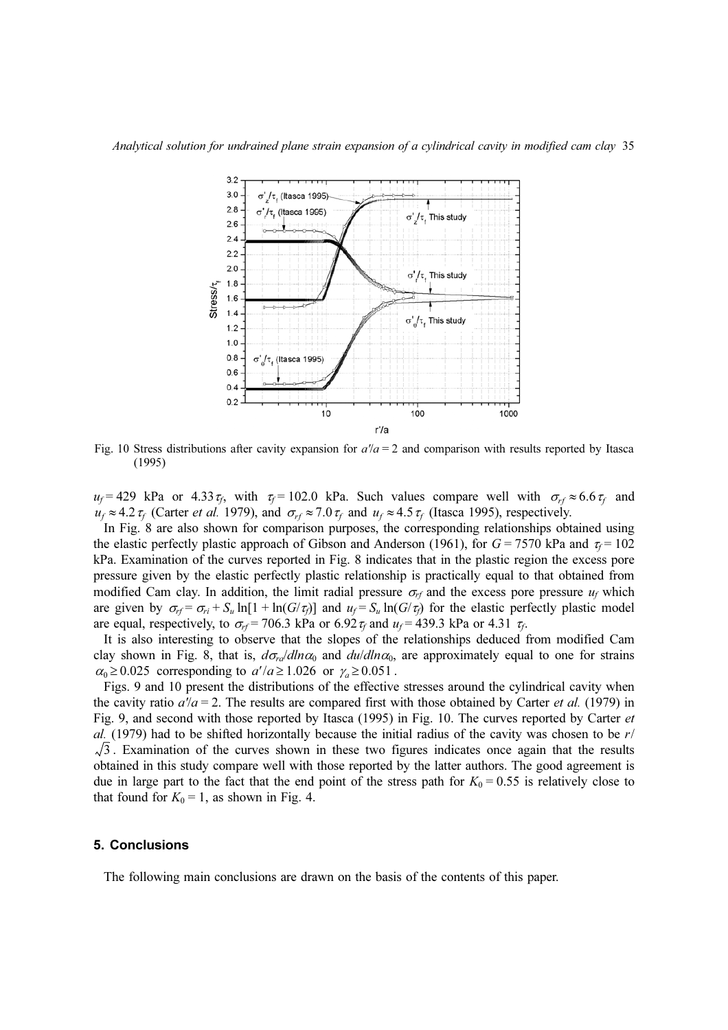3.2
3.0
2.8
2.6
2.4
2.2
2.0
1.8
1.6
1.4
1.2
1.0
0.8
0.6
0.4
0.2

Stress/$\tau_f$

$\sigma'_z/\tau_f$ (Itasca 1995)

$\sigma'_r/\tau_f$ (Itasca 1995)

$\sigma'_z/\tau_f$ This study

$\sigma'_r/\tau_f$ This study

$\sigma'_\theta/\tau_f$ This study

$\sigma'_\theta/\tau_f$ (Itasca 1995)

10
100
1000

r'/a

Fig. 10 Stress distributions after cavity expansion for $a'/a = 2$ and comparison with results reported by Itasca (1995)

$u_f = 429$ kPa or $4.33\tau_f$, with $\tau_f = 102.0$ kPa. Such values compare well with $\sigma_{rf} \approx 6.6\tau_f$ and $u_f \approx 4.2\tau_f$ (Carter *et al.* 1979), and $\sigma_{rf} \approx 7.0\tau_f$ and $u_f \approx 4.5\tau_f$ (Itasca 1995), respectively.

In Fig. 8 are also shown for comparison purposes, the corresponding relationships obtained using the elastic perfectly plastic approach of Gibson and Anderson (1961), for $G = 7570$ kPa and $\tau_f = 102$ kPa. Examination of the curves reported in Fig. 8 indicates that in the plastic region the excess pore pressure given by the elastic perfectly plastic relationship is practically equal to that obtained from modified Cam clay. In addition, the limit radial pressure $\sigma_{rf}$ and the excess pore pressure $u_f$ which are given by $\sigma_{rf} = \sigma_{ri} + S_u \ln[1 + \ln(G/\tau_f)]$ and $u_f = S_u \ln(G/\tau_f)$ for the elastic perfectly plastic model are equal, respectively, to $\sigma_{rf} = 706.3$ kPa or $6.92\tau_f$ and $u_f = 439.3$ kPa or $4.31\ \tau_f$.

It is also interesting to observe that the slopes of the relationships deduced from modified Cam clay shown in Fig. 8, that is, $d\sigma_{ra}/dln\alpha_0$ and $du/dln\alpha_0$, are approximately equal to one for strains $\alpha_0 \geq 0.025$ corresponding to $a'/a \geq 1.026$ or $\gamma_a \geq 0.051$.

Figs. 9 and 10 present the distributions of the effective stresses around the cylindrical cavity when the cavity ratio $a'/a = 2$. The results are compared first with those obtained by Carter *et al.* (1979) in Fig. 9, and second with those reported by Itasca (1995) in Fig. 10. The curves reported by Carter *et al.* (1979) had to be shifted horizontally because the initial radius of the cavity was chosen to be $r/\sqrt{3}$. Examination of the curves shown in these two figures indicates once again that the results obtained in this study compare well with those reported by the latter authors. The good agreement is due in large part to the fact that the end point of the stress path for $K_0 = 0.55$ is relatively close to that found for $K_0 = 1$, as shown in Fig. 4.

## 5. Conclusions

The following main conclusions are drawn on the basis of the contents of this paper.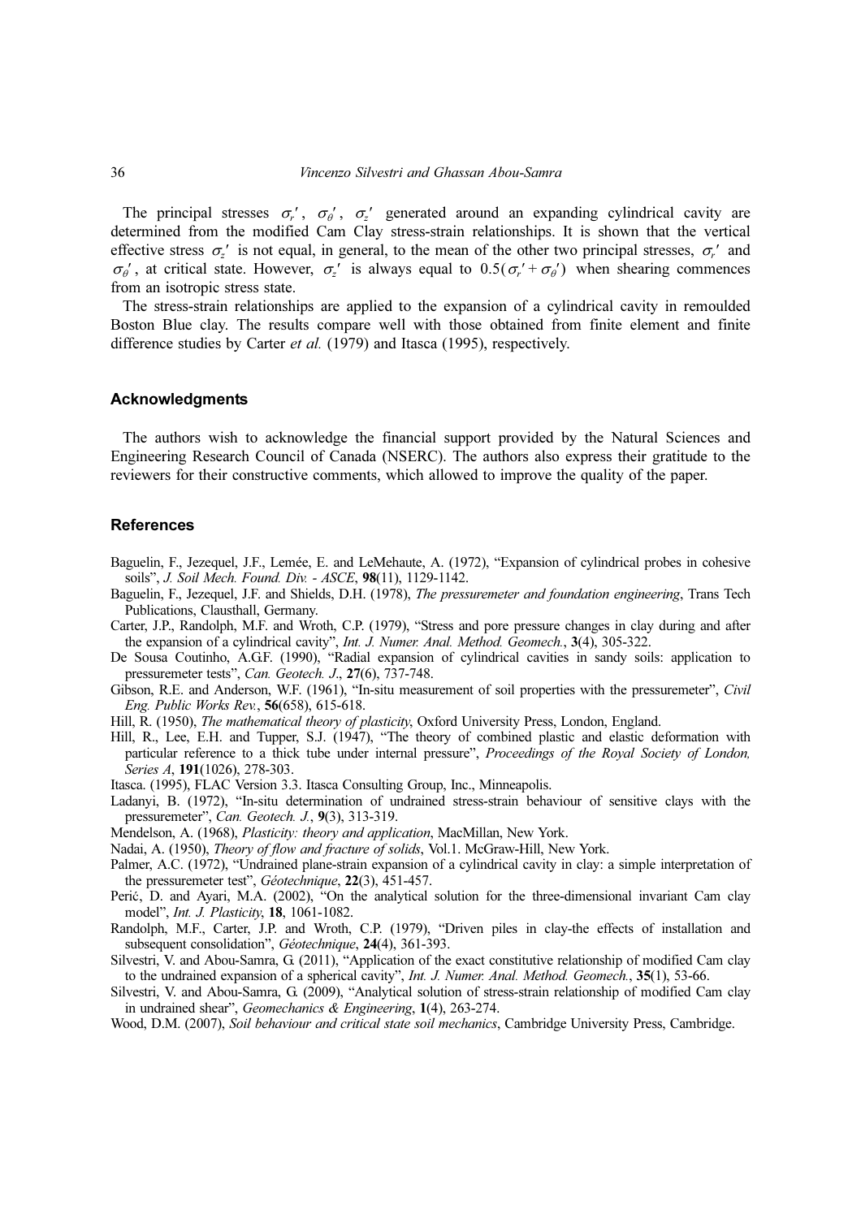The principal stresses $\sigma_r'$, $\sigma_\theta'$, $\sigma_z'$ generated around an expanding cylindrical cavity are determined from the modified Cam Clay stress-strain relationships. It is shown that the vertical effective stress $\sigma_z'$ is not equal, in general, to the mean of the other two principal stresses, $\sigma_r'$ and $\sigma_\theta'$, at critical state. However, $\sigma_z'$ is always equal to $0.5(\sigma_r' + \sigma_\theta')$ when shearing commences from an isotropic stress state.

The stress-strain relationships are applied to the expansion of a cylindrical cavity in remoulded Boston Blue clay. The results compare well with those obtained from finite element and finite difference studies by Carter *et al.* (1979) and Itasca (1995), respectively.

## Acknowledgments

The authors wish to acknowledge the financial support provided by the Natural Sciences and Engineering Research Council of Canada (NSERC). The authors also express their gratitude to the reviewers for their constructive comments, which allowed to improve the quality of the paper.

## References

Baguelin, F., Jezequel, J.F., Lemée, E. and LeMehaute, A. (1972), "Expansion of cylindrical probes in cohesive soils", *J. Soil Mech. Found. Div. - ASCE*, **98**(11), 1129-1142.

Baguelin, F., Jezequel, J.F. and Shields, D.H. (1978), *The pressuremeter and foundation engineering*, Trans Tech Publications, Clausthall, Germany.

Carter, J.P., Randolph, M.F. and Wroth, C.P. (1979), "Stress and pore pressure changes in clay during and after the expansion of a cylindrical cavity", *Int. J. Numer. Anal. Method. Geomech.*, **3**(4), 305-322.

De Sousa Coutinho, A.G.F. (1990), "Radial expansion of cylindrical cavities in sandy soils: application to pressuremeter tests", *Can. Geotech. J.*, **27**(6), 737-748.

Gibson, R.E. and Anderson, W.F. (1961), "In-situ measurement of soil properties with the pressuremeter", *Civil Eng. Public Works Rev.*, **56**(658), 615-618.

Hill, R. (1950), *The mathematical theory of plasticity*, Oxford University Press, London, England.

Hill, R., Lee, E.H. and Tupper, S.J. (1947), "The theory of combined plastic and elastic deformation with particular reference to a thick tube under internal pressure", *Proceedings of the Royal Society of London, Series A*, **191**(1026), 278-303.

Itasca. (1995), FLAC Version 3.3. Itasca Consulting Group, Inc., Minneapolis.

Ladanyi, B. (1972), "In-situ determination of undrained stress-strain behaviour of sensitive clays with the pressuremeter", *Can. Geotech. J.*, **9**(3), 313-319.

Mendelson, A. (1968), *Plasticity: theory and application*, MacMillan, New York.

Nadai, A. (1950), *Theory of flow and fracture of solids*, Vol.1. McGraw-Hill, New York.

Palmer, A.C. (1972), "Undrained plane-strain expansion of a cylindrical cavity in clay: a simple interpretation of the pressuremeter test", *Géotechnique*, **22**(3), 451-457.

Perić, D. and Ayari, M.A. (2002), "On the analytical solution for the three-dimensional invariant Cam clay model", *Int. J. Plasticity*, **18**, 1061-1082.

Randolph, M.F., Carter, J.P. and Wroth, C.P. (1979), "Driven piles in clay-the effects of installation and subsequent consolidation", *Géotechnique*, **24**(4), 361-393.

Silvestri, V. and Abou-Samra, G. (2011), "Application of the exact constitutive relationship of modified Cam clay to the undrained expansion of a spherical cavity", *Int. J. Numer. Anal. Method. Geomech.*, **35**(1), 53-66.

Silvestri, V. and Abou-Samra, G. (2009), "Analytical solution of stress-strain relationship of modified Cam clay in undrained shear", *Geomechanics & Engineering*, **1**(4), 263-274.

Wood, D.M. (2007), *Soil behaviour and critical state soil mechanics*, Cambridge University Press, Cambridge.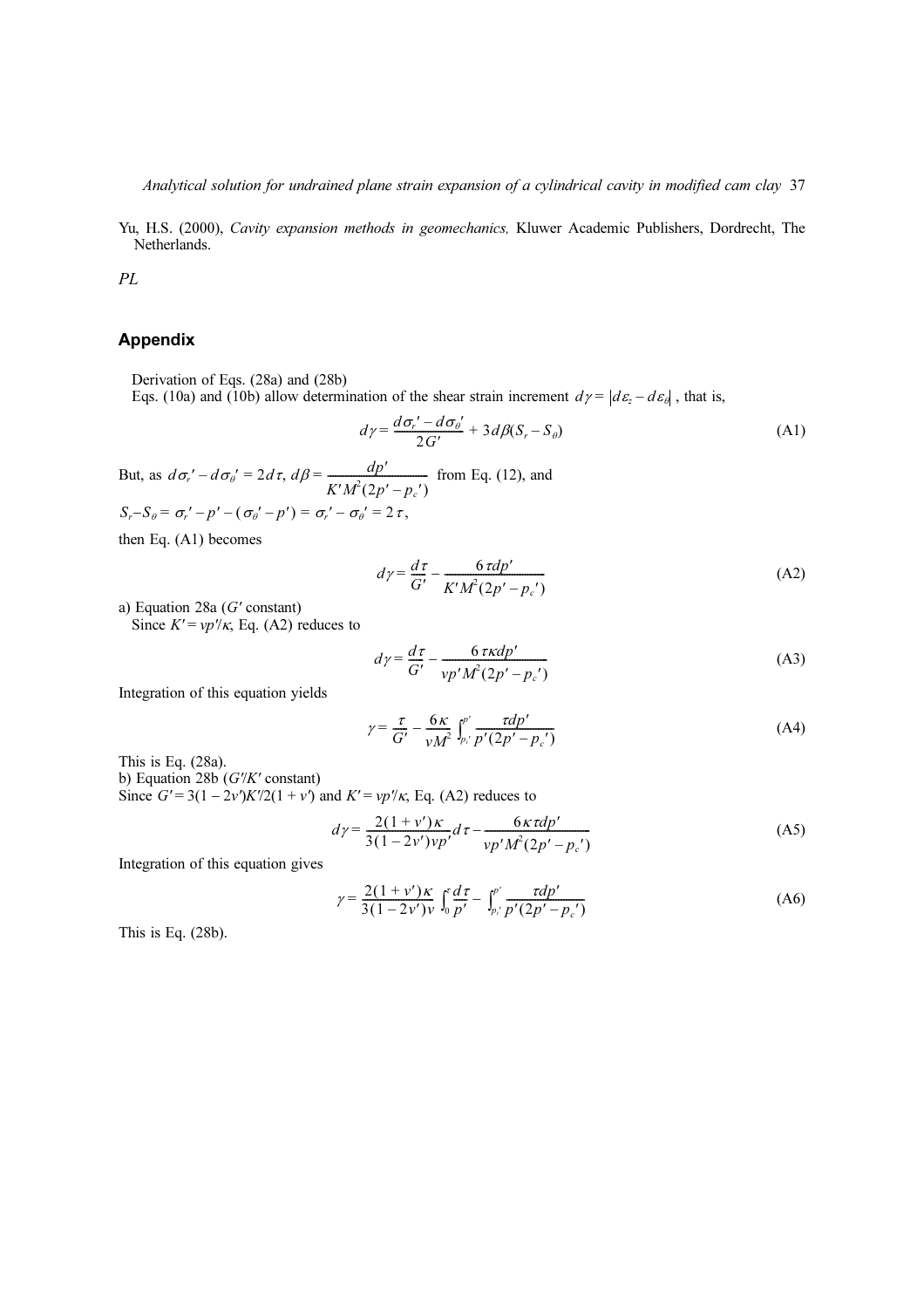Yu, H.S. (2000), *Cavity expansion methods in geomechanics,* Kluwer Academic Publishers, Dordrecht, The Netherlands.

*PL*

## Appendix

Derivation of Eqs. (28a) and (28b)

Eqs. (10a) and (10b) allow determination of the shear strain increment $d\gamma = |d\varepsilon_z - d\varepsilon_\theta|$, that is,

$$d\gamma = \frac{d\sigma_r' - d\sigma_\theta'}{2G'} + 3d\beta(S_r - S_\theta) \tag{A1}$$

But, as $d\sigma_r' - d\sigma_\theta' = 2d\tau$, $d\beta = \dfrac{dp'}{K'M^2(2p' - p_c')}$ from Eq. (12), and

$S_r - S_\theta = \sigma_r' - p' - (\sigma_\theta' - p') = \sigma_r' - \sigma_\theta' = 2\tau$,

then Eq. (A1) becomes

$$d\gamma = \frac{d\tau}{G'} - \frac{6\tau dp'}{K'M^2(2p' - p_c')} \tag{A2}$$

a) Equation 28a ($G'$ constant)

Since $K' = vp'/\kappa$, Eq. (A2) reduces to

$$d\gamma = \frac{d\tau}{G'} - \frac{6\tau\kappa dp'}{vp'M^2(2p' - p_c')} \tag{A3}$$

Integration of this equation yields

$$\gamma = \frac{\tau}{G'} - \frac{6\kappa}{vM^2}\int_{p_c'}^{p'} \frac{\tau dp'}{p'(2p' - p_c')} \tag{A4}$$

This is Eq. (28a).

b) Equation 28b ($G'/K'$ constant)

Since $G' = 3(1 - 2v')K'/2(1 + v')$ and $K' = vp'/\kappa$, Eq. (A2) reduces to

$$d\gamma = \frac{2(1 + v')\kappa}{3(1 - 2v')vp'}d\tau - \frac{6\kappa\tau dp'}{vp'M^2(2p' - p_c')} \tag{A5}$$

Integration of this equation gives

$$\gamma = \frac{2(1 + v')\kappa}{3(1 - 2v')v}\int_0^\tau \frac{d\tau}{p'} - \int_{p_c'}^{p'} \frac{\tau dp'}{p'(2p' - p_c')} \tag{A6}$$

This is Eq. (28b).